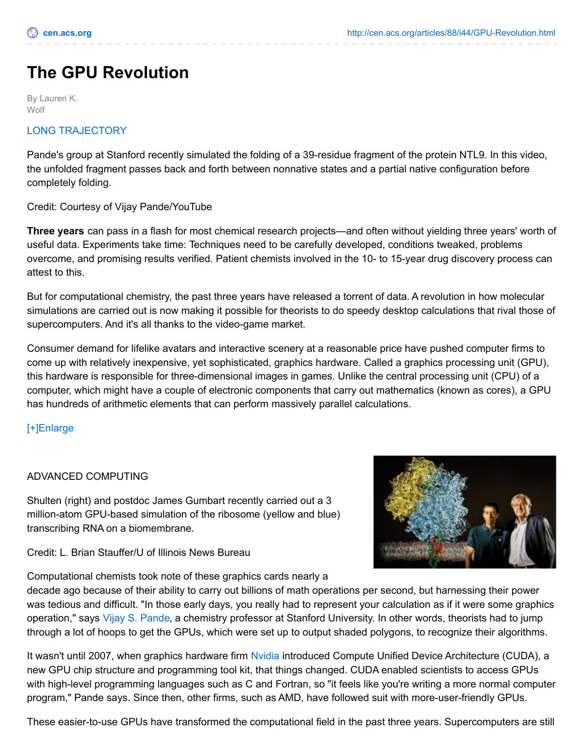# The GPU Revolution

By Lauren K. Wolf

LONG TRAJECTORY

Pande's group at Stanford recently simulated the folding of a 39-residue fragment of the protein NTL9. In this video, the unfolded fragment passes back and forth between nonnative states and a partial native configuration before completely folding.

Credit: Courtesy of Vijay Pande/YouTube

**Three years** can pass in a flash for most chemical research projects—and often without yielding three years' worth of useful data. Experiments take time: Techniques need to be carefully developed, conditions tweaked, problems overcome, and promising results verified. Patient chemists involved in the 10- to 15-year drug discovery process can attest to this.

But for computational chemistry, the past three years have released a torrent of data. A revolution in how molecular simulations are carried out is now making it possible for theorists to do speedy desktop calculations that rival those of supercomputers. And it's all thanks to the video-game market.

Consumer demand for lifelike avatars and interactive scenery at a reasonable price have pushed computer firms to come up with relatively inexpensive, yet sophisticated, graphics hardware. Called a graphics processing unit (GPU), this hardware is responsible for three-dimensional images in games. Unlike the central processing unit (CPU) of a computer, which might have a couple of electronic components that carry out mathematics (known as cores), a GPU has hundreds of arithmetic elements that can perform massively parallel calculations.

[+]Enlarge

ADVANCED COMPUTING

Shulten (right) and postdoc James Gumbart recently carried out a 3 million-atom GPU-based simulation of the ribosome (yellow and blue) transcribing RNA on a biomembrane.

Credit: L. Brian Stauffer/U of Illinois News Bureau

Computational chemists took note of these graphics cards nearly a decade ago because of their ability to carry out billions of math operations per second, but harnessing their power was tedious and difficult. "In those early days, you really had to represent your calculation as if it were some graphics operation," says Vijay S. Pande, a chemistry professor at Stanford University. In other words, theorists had to jump through a lot of hoops to get the GPUs, which were set up to output shaded polygons, to recognize their algorithms.

It wasn't until 2007, when graphics hardware firm Nvidia introduced Compute Unified Device Architecture (CUDA), a new GPU chip structure and programming tool kit, that things changed. CUDA enabled scientists to access GPUs with high-level programming languages such as C and Fortran, so "it feels like you're writing a more normal computer program," Pande says. Since then, other firms, such as AMD, have followed suit with more-user-friendly GPUs.

These easier-to-use GPUs have transformed the computational field in the past three years. Supercomputers are still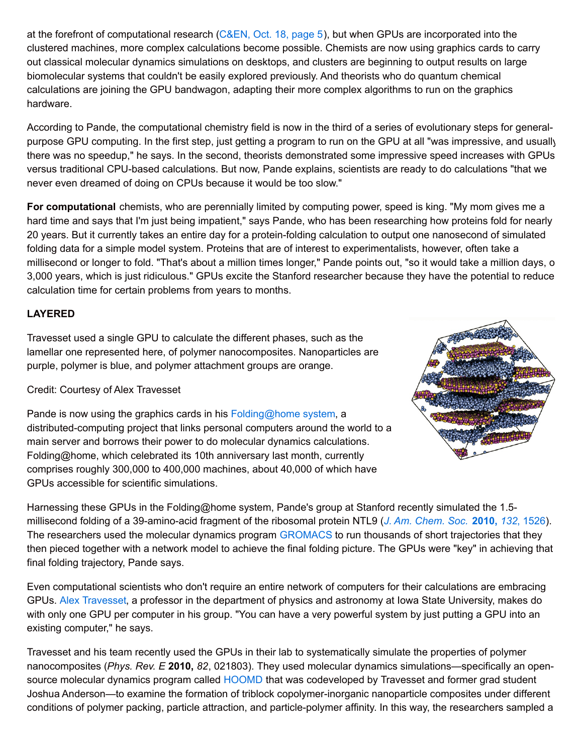at the forefront of computational research (C&EN, Oct. 18, page 5), but when GPUs are incorporated into the clustered machines, more complex calculations become possible. Chemists are now using graphics cards to carry out classical molecular dynamics simulations on desktops, and clusters are beginning to output results on large biomolecular systems that couldn't be easily explored previously. And theorists who do quantum chemical calculations are joining the GPU bandwagon, adapting their more complex algorithms to run on the graphics hardware.

According to Pande, the computational chemistry field is now in the third of a series of evolutionary steps for general-purpose GPU computing. In the first step, just getting a program to run on the GPU at all "was impressive, and usually there was no speedup," he says. In the second, theorists demonstrated some impressive speed increases with GPUs versus traditional CPU-based calculations. But now, Pande explains, scientists are ready to do calculations "that we never even dreamed of doing on CPUs because it would be too slow."

**For computational** chemists, who are perennially limited by computing power, speed is king. "My mom gives me a hard time and says that I'm just being impatient," says Pande, who has been researching how proteins fold for nearly 20 years. But it currently takes an entire day for a protein-folding calculation to output one nanosecond of simulated folding data for a simple model system. Proteins that are of interest to experimentalists, however, often take a millisecond or longer to fold. "That's about a million times longer," Pande points out, "so it would take a million days, or 3,000 years, which is just ridiculous." GPUs excite the Stanford researcher because they have the potential to reduce calculation time for certain problems from years to months.

**LAYERED**

Travesset used a single GPU to calculate the different phases, such as the lamellar one represented here, of polymer nanocomposites. Nanoparticles are purple, polymer is blue, and polymer attachment groups are orange.

Credit: Courtesy of Alex Travesset

Pande is now using the graphics cards in his Folding@home system, a distributed-computing project that links personal computers around the world to a main server and borrows their power to do molecular dynamics calculations. Folding@home, which celebrated its 10th anniversary last month, currently comprises roughly 300,000 to 400,000 machines, about 40,000 of which have GPUs accessible for scientific simulations.

Harnessing these GPUs in the Folding@home system, Pande's group at Stanford recently simulated the 1.5-millisecond folding of a 39-amino-acid fragment of the ribosomal protein NTL9 (*J. Am. Chem. Soc.* **2010,** *132*, 1526). The researchers used the molecular dynamics program GROMACS to run thousands of short trajectories that they then pieced together with a network model to achieve the final folding picture. The GPUs were "key" in achieving that final folding trajectory, Pande says.

Even computational scientists who don't require an entire network of computers for their calculations are embracing GPUs. Alex Travesset, a professor in the department of physics and astronomy at Iowa State University, makes do with only one GPU per computer in his group. "You can have a very powerful system by just putting a GPU into an existing computer," he says.

Travesset and his team recently used the GPUs in their lab to systematically simulate the properties of polymer nanocomposites (*Phys. Rev. E* **2010,** *82*, 021803). They used molecular dynamics simulations—specifically an open-source molecular dynamics program called HOOMD that was codeveloped by Travesset and former grad student Joshua Anderson—to examine the formation of triblock copolymer-inorganic nanoparticle composites under different conditions of polymer packing, particle attraction, and particle-polymer affinity. In this way, the researchers sampled a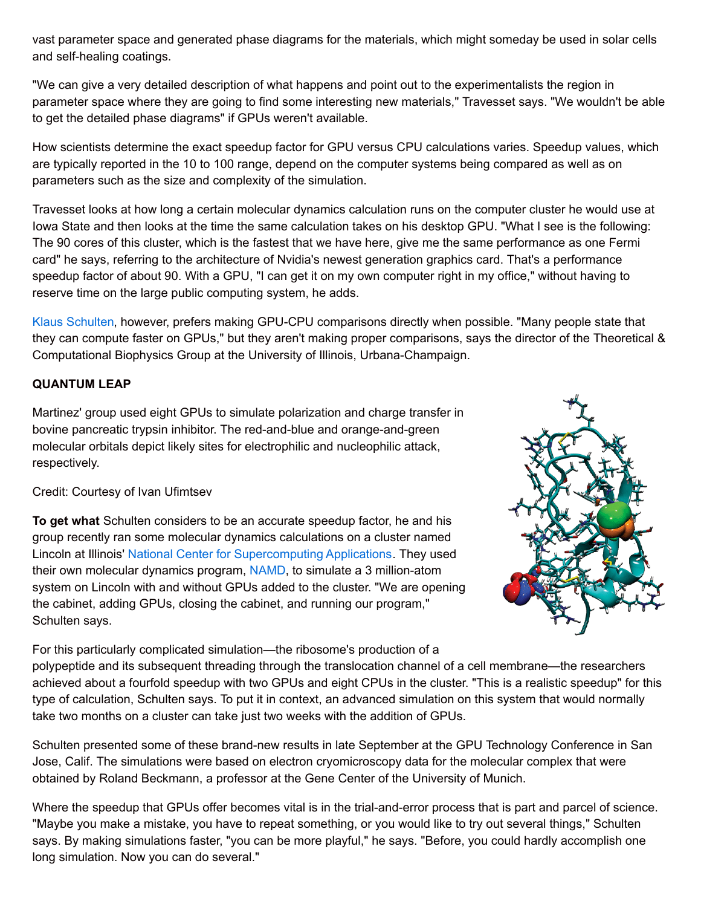vast parameter space and generated phase diagrams for the materials, which might someday be used in solar cells and self-healing coatings.

"We can give a very detailed description of what happens and point out to the experimentalists the region in parameter space where they are going to find some interesting new materials," Travesset says. "We wouldn't be able to get the detailed phase diagrams" if GPUs weren't available.

How scientists determine the exact speedup factor for GPU versus CPU calculations varies. Speedup values, which are typically reported in the 10 to 100 range, depend on the computer systems being compared as well as on parameters such as the size and complexity of the simulation.

Travesset looks at how long a certain molecular dynamics calculation runs on the computer cluster he would use at Iowa State and then looks at the time the same calculation takes on his desktop GPU. "What I see is the following: The 90 cores of this cluster, which is the fastest that we have here, give me the same performance as one Fermi card" he says, referring to the architecture of Nvidia's newest generation graphics card. That's a performance speedup factor of about 90. With a GPU, "I can get it on my own computer right in my office," without having to reserve time on the large public computing system, he adds.

Klaus Schulten, however, prefers making GPU-CPU comparisons directly when possible. "Many people state that they can compute faster on GPUs," but they aren't making proper comparisons, says the director of the Theoretical & Computational Biophysics Group at the University of Illinois, Urbana-Champaign.

**QUANTUM LEAP**

Martinez' group used eight GPUs to simulate polarization and charge transfer in bovine pancreatic trypsin inhibitor. The red-and-blue and orange-and-green molecular orbitals depict likely sites for electrophilic and nucleophilic attack, respectively.

Credit: Courtesy of Ivan Ufimtsev

**To get what** Schulten considers to be an accurate speedup factor, he and his group recently ran some molecular dynamics calculations on a cluster named Lincoln at Illinois' National Center for Supercomputing Applications. They used their own molecular dynamics program, NAMD, to simulate a 3 million-atom system on Lincoln with and without GPUs added to the cluster. "We are opening the cabinet, adding GPUs, closing the cabinet, and running our program," Schulten says.

For this particularly complicated simulation—the ribosome's production of a polypeptide and its subsequent threading through the translocation channel of a cell membrane—the researchers achieved about a fourfold speedup with two GPUs and eight CPUs in the cluster. "This is a realistic speedup" for this type of calculation, Schulten says. To put it in context, an advanced simulation on this system that would normally take two months on a cluster can take just two weeks with the addition of GPUs.

Schulten presented some of these brand-new results in late September at the GPU Technology Conference in San Jose, Calif. The simulations were based on electron cryomicroscopy data for the molecular complex that were obtained by Roland Beckmann, a professor at the Gene Center of the University of Munich.

Where the speedup that GPUs offer becomes vital is in the trial-and-error process that is part and parcel of science. "Maybe you make a mistake, you have to repeat something, or you would like to try out several things," Schulten says. By making simulations faster, "you can be more playful," he says. "Before, you could hardly accomplish one long simulation. Now you can do several."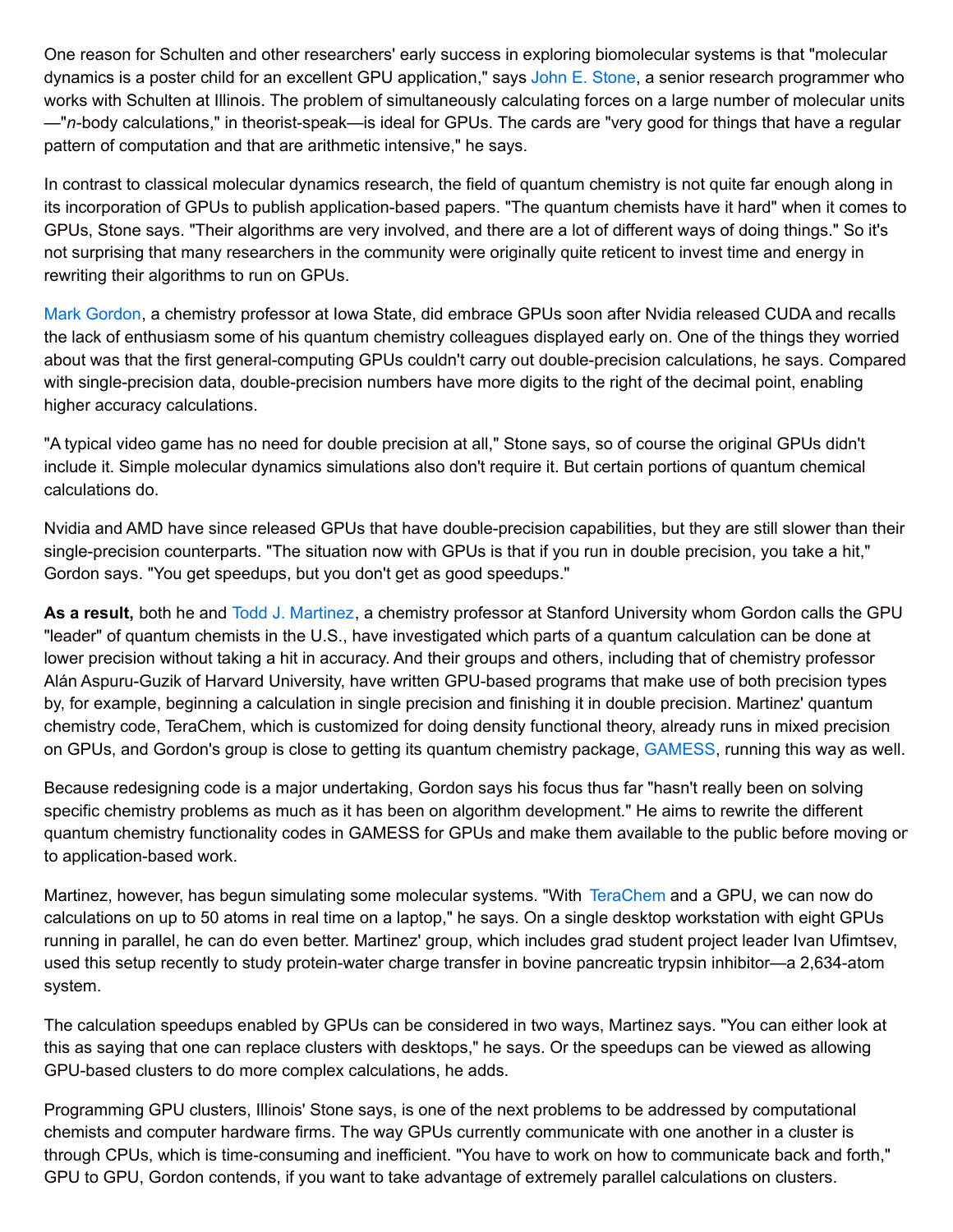One reason for Schulten and other researchers' early success in exploring biomolecular systems is that "molecular dynamics is a poster child for an excellent GPU application," says John E. Stone, a senior research programmer who works with Schulten at Illinois. The problem of simultaneously calculating forces on a large number of molecular units—"*n*-body calculations," in theorist-speak—is ideal for GPUs. The cards are "very good for things that have a regular pattern of computation and that are arithmetic intensive," he says.

In contrast to classical molecular dynamics research, the field of quantum chemistry is not quite far enough along in its incorporation of GPUs to publish application-based papers. "The quantum chemists have it hard" when it comes to GPUs, Stone says. "Their algorithms are very involved, and there are a lot of different ways of doing things." So it's not surprising that many researchers in the community were originally quite reticent to invest time and energy in rewriting their algorithms to run on GPUs.

Mark Gordon, a chemistry professor at Iowa State, did embrace GPUs soon after Nvidia released CUDA and recalls the lack of enthusiasm some of his quantum chemistry colleagues displayed early on. One of the things they worried about was that the first general-computing GPUs couldn't carry out double-precision calculations, he says. Compared with single-precision data, double-precision numbers have more digits to the right of the decimal point, enabling higher accuracy calculations.

"A typical video game has no need for double precision at all," Stone says, so of course the original GPUs didn't include it. Simple molecular dynamics simulations also don't require it. But certain portions of quantum chemical calculations do.

Nvidia and AMD have since released GPUs that have double-precision capabilities, but they are still slower than their single-precision counterparts. "The situation now with GPUs is that if you run in double precision, you take a hit," Gordon says. "You get speedups, but you don't get as good speedups."

**As a result,** both he and Todd J. Martinez, a chemistry professor at Stanford University whom Gordon calls the GPU "leader" of quantum chemists in the U.S., have investigated which parts of a quantum calculation can be done at lower precision without taking a hit in accuracy. And their groups and others, including that of chemistry professor Alán Aspuru-Guzik of Harvard University, have written GPU-based programs that make use of both precision types by, for example, beginning a calculation in single precision and finishing it in double precision. Martinez' quantum chemistry code, TeraChem, which is customized for doing density functional theory, already runs in mixed precision on GPUs, and Gordon's group is close to getting its quantum chemistry package, GAMESS, running this way as well.

Because redesigning code is a major undertaking, Gordon says his focus thus far "hasn't really been on solving specific chemistry problems as much as it has been on algorithm development." He aims to rewrite the different quantum chemistry functionality codes in GAMESS for GPUs and make them available to the public before moving on to application-based work.

Martinez, however, has begun simulating some molecular systems. "With TeraChem and a GPU, we can now do calculations on up to 50 atoms in real time on a laptop," he says. On a single desktop workstation with eight GPUs running in parallel, he can do even better. Martinez' group, which includes grad student project leader Ivan Ufimtsev, used this setup recently to study protein-water charge transfer in bovine pancreatic trypsin inhibitor—a 2,634-atom system.

The calculation speedups enabled by GPUs can be considered in two ways, Martinez says. "You can either look at this as saying that one can replace clusters with desktops," he says. Or the speedups can be viewed as allowing GPU-based clusters to do more complex calculations, he adds.

Programming GPU clusters, Illinois' Stone says, is one of the next problems to be addressed by computational chemists and computer hardware firms. The way GPUs currently communicate with one another in a cluster is through CPUs, which is time-consuming and inefficient. "You have to work on how to communicate back and forth," GPU to GPU, Gordon contends, if you want to take advantage of extremely parallel calculations on clusters.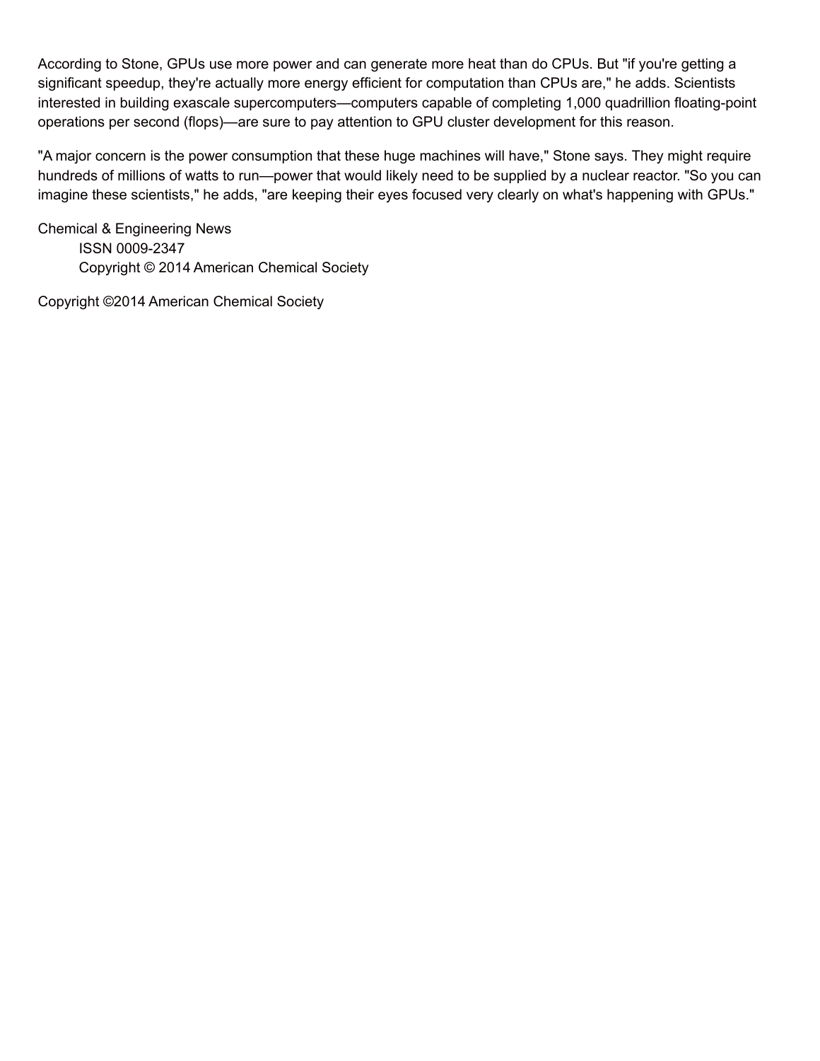According to Stone, GPUs use more power and can generate more heat than do CPUs. But "if you're getting a significant speedup, they're actually more energy efficient for computation than CPUs are," he adds. Scientists interested in building exascale supercomputers—computers capable of completing 1,000 quadrillion floating-point operations per second (flops)—are sure to pay attention to GPU cluster development for this reason.

"A major concern is the power consumption that these huge machines will have," Stone says. They might require hundreds of millions of watts to run—power that would likely need to be supplied by a nuclear reactor. "So you can imagine these scientists," he adds, "are keeping their eyes focused very clearly on what's happening with GPUs."

Chemical & Engineering News
ISSN 0009-2347
Copyright © 2014 American Chemical Society

Copyright ©2014 American Chemical Society